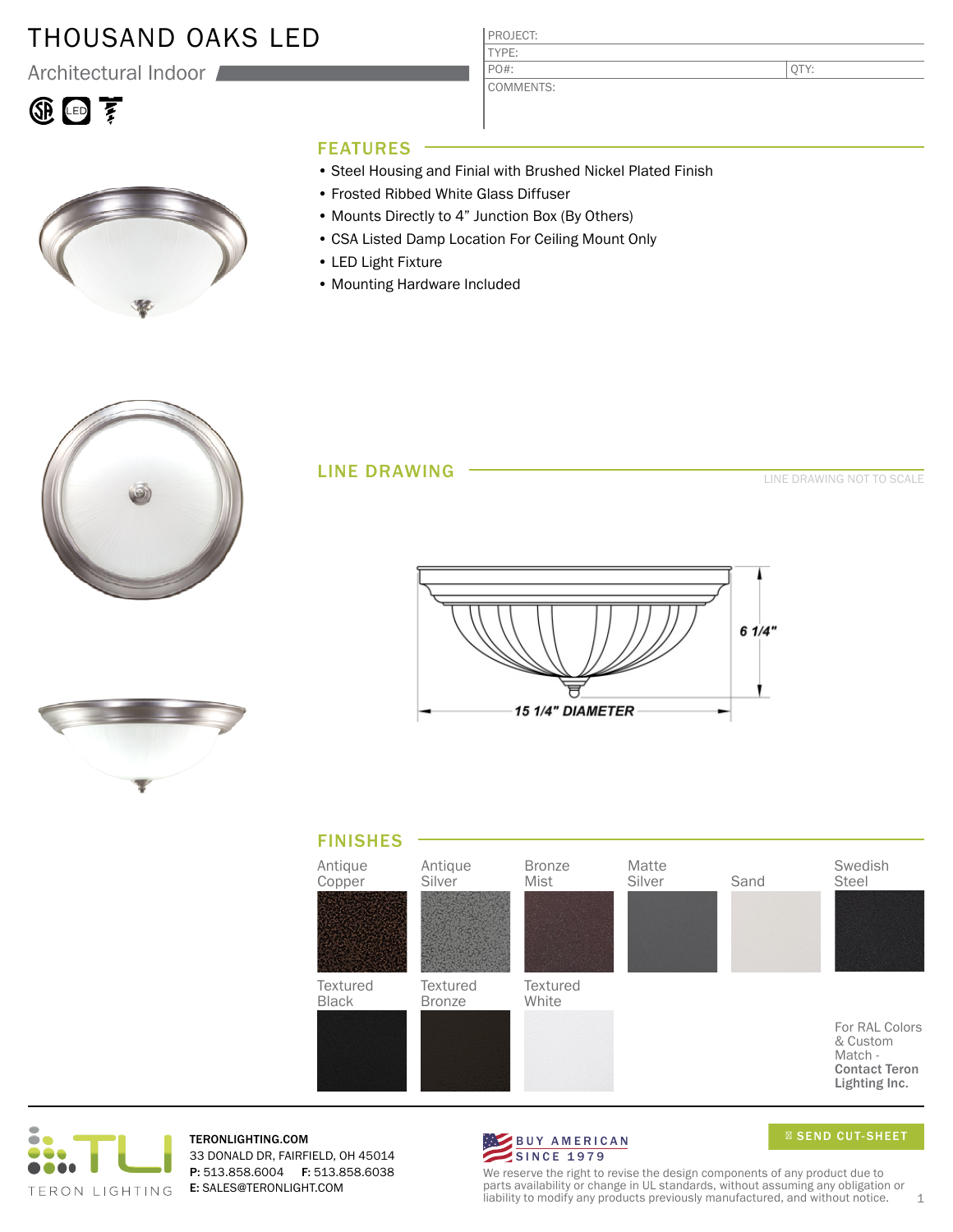# THOUSAND OAKS LED

Architectural Indoor

| PROJECT: | |
|---|---|
| TYPE: | |
| PO#: | QTY: |
| COMMENTS: | |

## FEATURES

- Steel Housing and Finial with Brushed Nickel Plated Finish
- Frosted Ribbed White Glass Diffuser
- Mounts Directly to 4" Junction Box (By Others)
- CSA Listed Damp Location For Ceiling Mount Only
- LED Light Fixture
- Mounting Hardware Included

## LINE DRAWING

LINE DRAWING NOT TO SCALE

6 1/4"

15 1/4" DIAMETER

## FINISHES

Antique Copper

Antique Silver

Bronze Mist

Matte Silver

Sand

Swedish Steel

Textured Black

Textured Bronze

Textured White

For RAL Colors & Custom Match - **Contact Teron Lighting Inc.**

TERON LIGHTING

**TERONLIGHTING.COM**
33 DONALD DR, FAIRFIELD, OH 45014
**P:** 513.858.6004 **F:** 513.858.6038
**E:** SALES@TERONLIGHT.COM

BUY AMERICAN SINCE 1979

SEND CUT-SHEET

We reserve the right to revise the design components of any product due to parts availability or change in UL standards, without assuming any obligation or liability to modify any products previously manufactured, and without notice.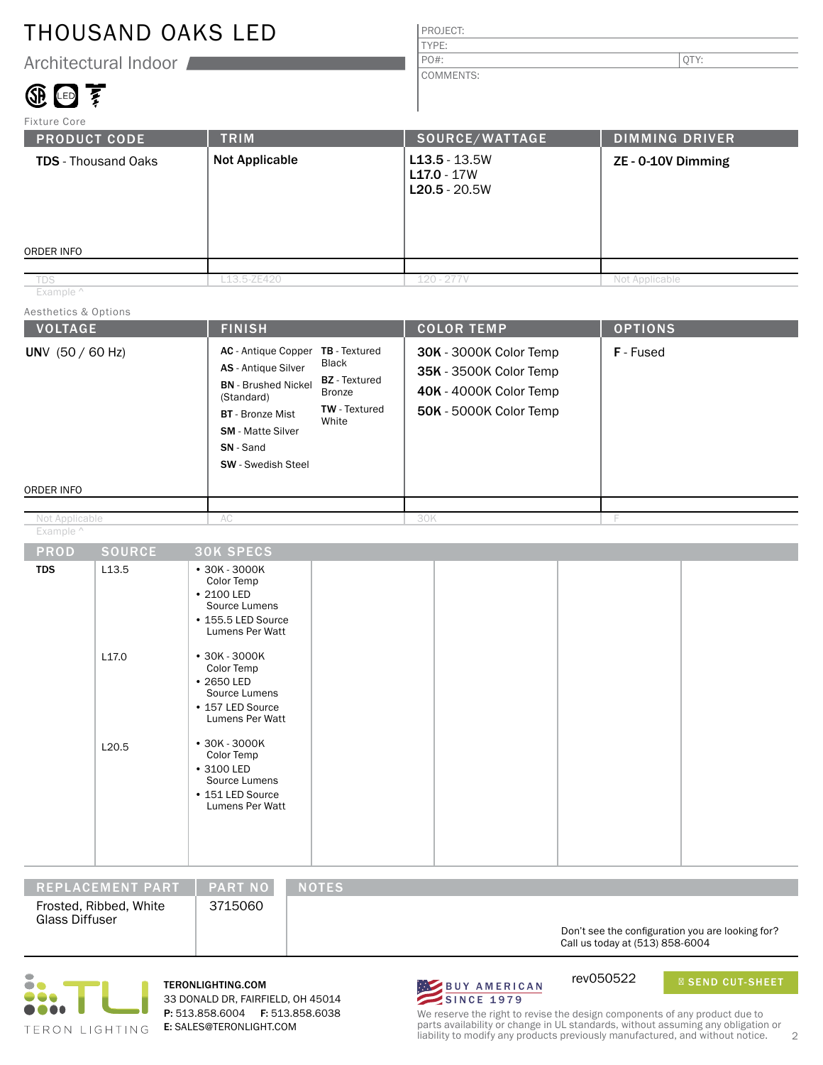# THOUSAND OAKS LED

## Architectual Indoor

| PROJECT: | |
|---|---|
| TYPE: | |
| PO#: | QTY: |
| COMMENTS: | |

Fixture Core

| PRODUCT CODE | TRIM | SOURCE/WATTAGE | DIMMING DRIVER |
|---|---|---|---|
| **TDS** - Thousand Oaks | **Not Applicable** | **L13.5** - 13.5W<br>**L17.0** - 17W<br>**L20.5** - 20.5W | **ZE - 0-10V Dimming** |
| ORDER INFO | | | |
| TDS | L13.5-ZE420 | 120 - 277V | Not Applicable |

Example ^

Aesthetics & Options

| VOLTAGE | FINISH | COLOR TEMP | OPTIONS |
|---|---|---|---|
| **UNV** (50 / 60 Hz) | **AC** - Antique Copper<br>**AS** - Antique Silver<br>**BN** - Brushed Nickel (Standard)<br>**BT** - Bronze Mist<br>**SM** - Matte Silver<br>**SN** - Sand<br>**SW** - Swedish Steel<br>**TB** - Textured Black<br>**BZ** - Textured Bronze<br>**TW** - Textured White | **30K** - 3000K Color Temp<br>**35K** - 3500K Color Temp<br>**40K** - 4000K Color Temp<br>**50K** - 5000K Color Temp | **F** - Fused |
| ORDER INFO | | | |
| Not Applicable | AC | 30K | F |

Example ^

| PROD | SOURCE | 30K SPECS |
|---|---|---|
| **TDS** | L13.5 | • 30K - 3000K Color Temp<br>• 2100 LED Source Lumens<br>• 155.5 LED Source Lumens Per Watt |
| | L17.0 | • 30K - 3000K Color Temp<br>• 2650 LED Source Lumens<br>• 157 LED Source Lumens Per Watt |
| | L20.5 | • 30K - 3000K Color Temp<br>• 3100 LED Source Lumens<br>• 151 LED Source Lumens Per Watt |

| REPLACEMENT PART | PART NO | NOTES |
|---|---|---|
| Frosted, Ribbed, White Glass Diffuser | 3715060 | |

Don't see the configuration you are looking for? Call us today at (513) 858-6004

TERON LIGHTING

TERONLIGHTING.COM
33 DONALD DR, FAIRFIELD, OH 45014
**P:** 513.858.6004 **F:** 513.858.6038
**E:** SALES@TERONLIGHT.COM

BUY AMERICAN SINCE 1979

rev050522

SEND CUT-SHEET

We reserve the right to revise the design components of any product due to parts availability or change in UL standards, without assuming any obligation or liability to modify any products previously manufactured, and without notice.